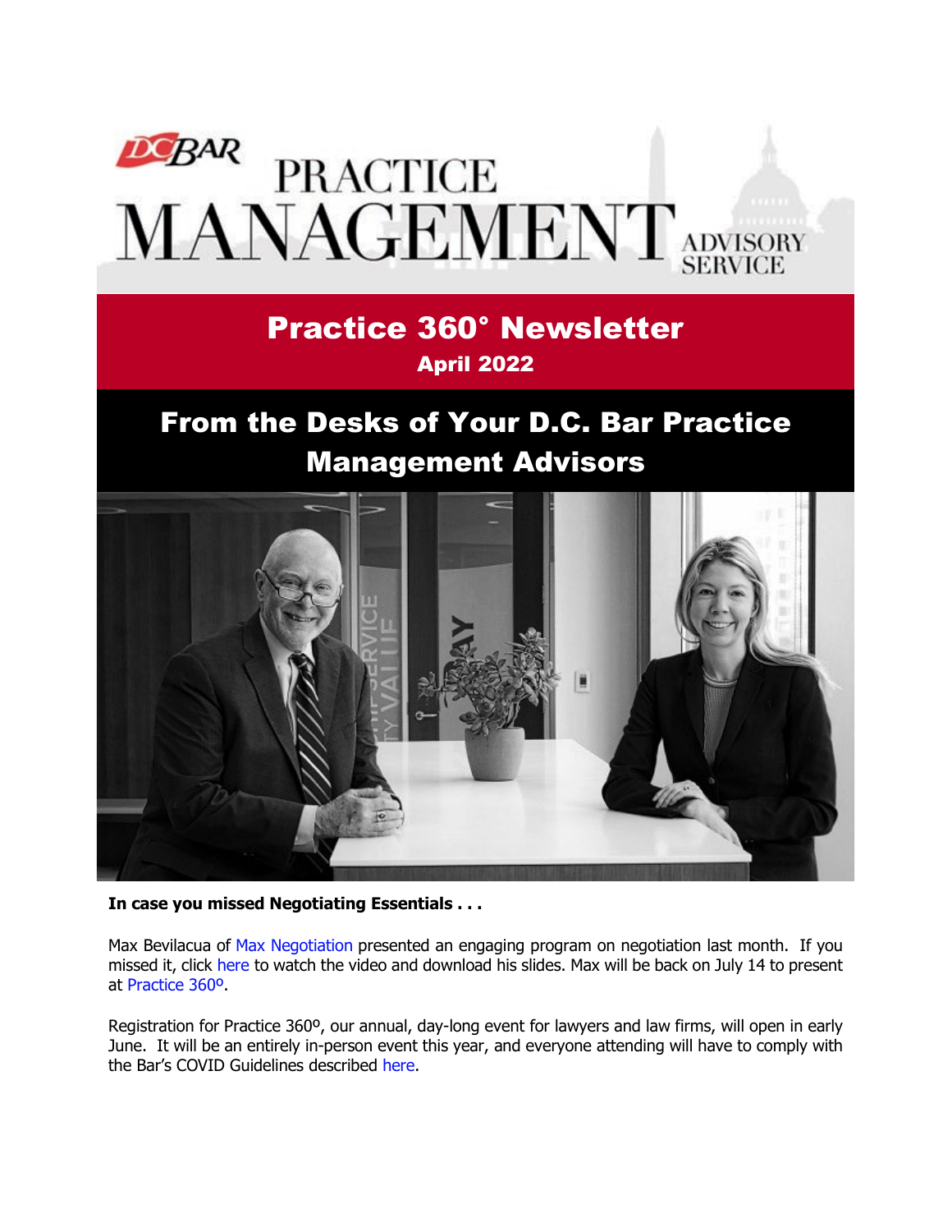# DC BAR PRACTICE MANAGEMENT ADVISORY SERVICE

## Practice 360° Newsletter

### April 2022

## From the Desks of Your D.C. Bar Practice Management Advisors

**In case you missed Negotiating Essentials . . .**

Max Bevilacua of Max Negotiation presented an engaging program on negotiation last month. If you missed it, click here to watch the video and download his slides. Max will be back on July 14 to present at Practice 360º.

Registration for Practice 360º, our annual, day-long event for lawyers and law firms, will open in early June. It will be an entirely in-person event this year, and everyone attending will have to comply with the Bar's COVID Guidelines described here.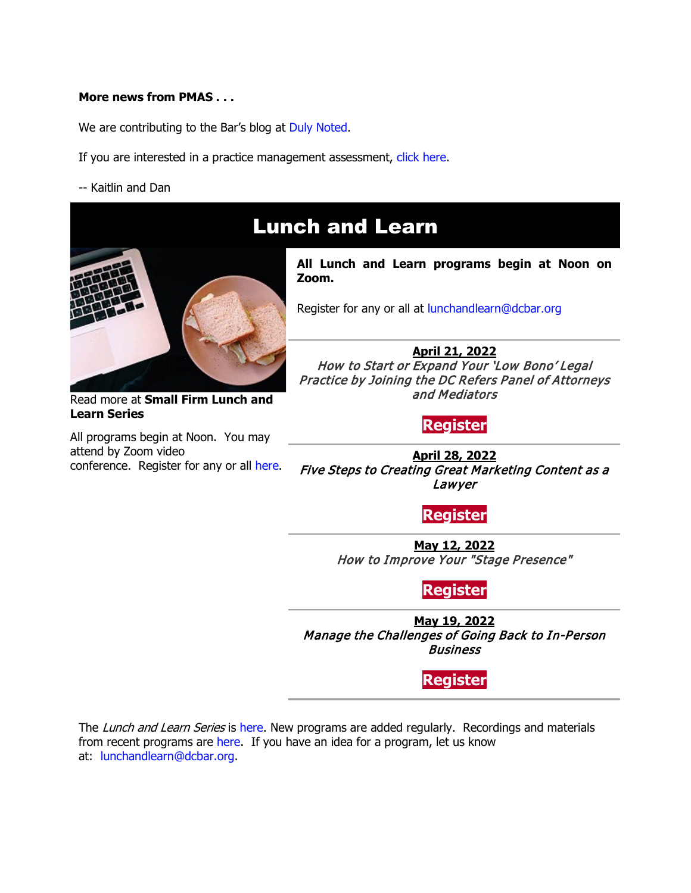**More news from PMAS . . .**

We are contributing to the Bar's blog at Duly Noted.

If you are interested in a practice management assessment, click here.

-- Kaitlin and Dan

# Lunch and Learn

Read more at **Small Firm Lunch and Learn Series**

All programs begin at Noon. You may attend by Zoom video conference. Register for any or all here.

**All Lunch and Learn programs begin at Noon on Zoom.**

Register for any or all at lunchandlearn@dcbar.org

**April 21, 2022**
*How to Start or Expand Your 'Low Bono' Legal Practice by Joining the DC Refers Panel of Attorneys and Mediators*

**Register**

**April 28, 2022**
*Five Steps to Creating Great Marketing Content as a Lawyer*

**Register**

**May 12, 2022**
*How to Improve Your "Stage Presence"*

**Register**

**May 19, 2022**
*Manage the Challenges of Going Back to In-Person Business*

**Register**

The *Lunch and Learn Series* is here. New programs are added regularly. Recordings and materials from recent programs are here. If you have an idea for a program, let us know at: lunchandlearn@dcbar.org.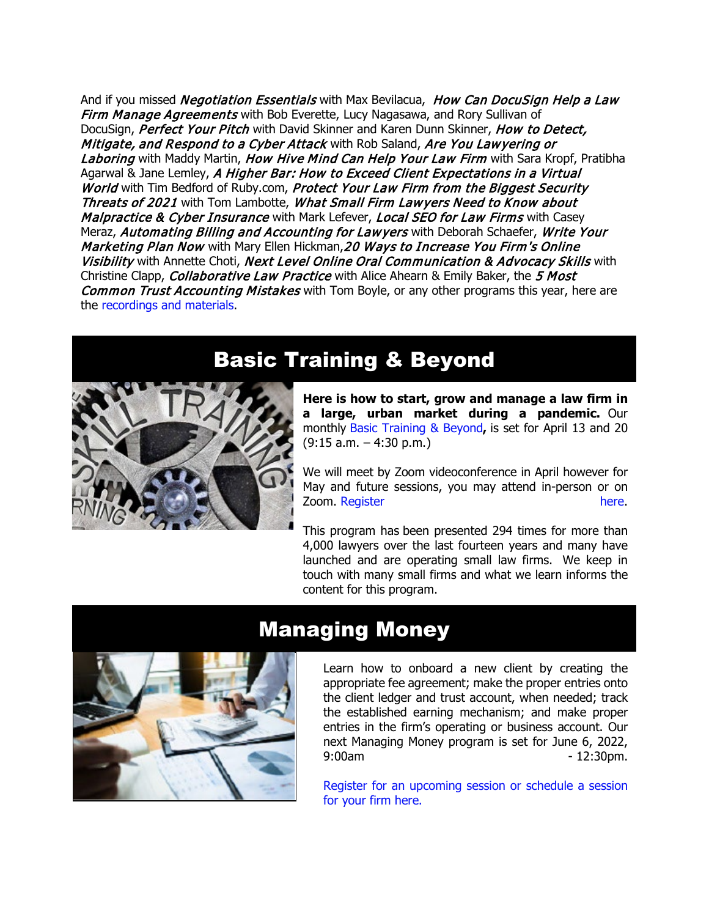And if you missed ***Negotiation Essentials*** with Max Bevilacua, ***How Can DocuSign Help a Law Firm Manage Agreements*** with Bob Everette, Lucy Nagasawa, and Rory Sullivan of DocuSign, ***Perfect Your Pitch*** with David Skinner and Karen Dunn Skinner, ***How to Detect, Mitigate, and Respond to a Cyber Attack*** with Rob Saland, ***Are You Lawyering or Laboring*** with Maddy Martin, ***How Hive Mind Can Help Your Law Firm*** with Sara Kropf, Pratibha Agarwal & Jane Lemley, ***A Higher Bar: How to Exceed Client Expectations in a Virtual World*** with Tim Bedford of Ruby.com, ***Protect Your Law Firm from the Biggest Security Threats of 2021*** with Tom Lambotte, ***What Small Firm Lawyers Need to Know about Malpractice & Cyber Insurance*** with Mark Lefever, ***Local SEO for Law Firms*** with Casey Meraz, ***Automating Billing and Accounting for Lawyers*** with Deborah Schaefer, ***Write Your Marketing Plan Now*** with Mary Ellen Hickman,***20 Ways to Increase You Firm's Online Visibility*** with Annette Choti, ***Next Level Online Oral Communication & Advocacy Skills*** with Christine Clapp, ***Collaborative Law Practice*** with Alice Ahearn & Emily Baker, the ***5 Most Common Trust Accounting Mistakes*** with Tom Boyle, or any other programs this year, here are the recordings and materials.

# Basic Training & Beyond

**Here is how to start, grow and manage a law firm in a large, urban market during a pandemic.** Our monthly Basic Training & Beyond**,** is set for April 13 and 20 (9:15 a.m. – 4:30 p.m.)

We will meet by Zoom videoconference in April however for May and future sessions, you may attend in-person or on Zoom. Register here.

This program has been presented 294 times for more than 4,000 lawyers over the last fourteen years and many have launched and are operating small law firms. We keep in touch with many small firms and what we learn informs the content for this program.

# Managing Money

Learn how to onboard a new client by creating the appropriate fee agreement; make the proper entries onto the client ledger and trust account, when needed; track the established earning mechanism; and make proper entries in the firm's operating or business account. Our next Managing Money program is set for June 6, 2022, 9:00am - 12:30pm.

Register for an upcoming session or schedule a session for your firm here.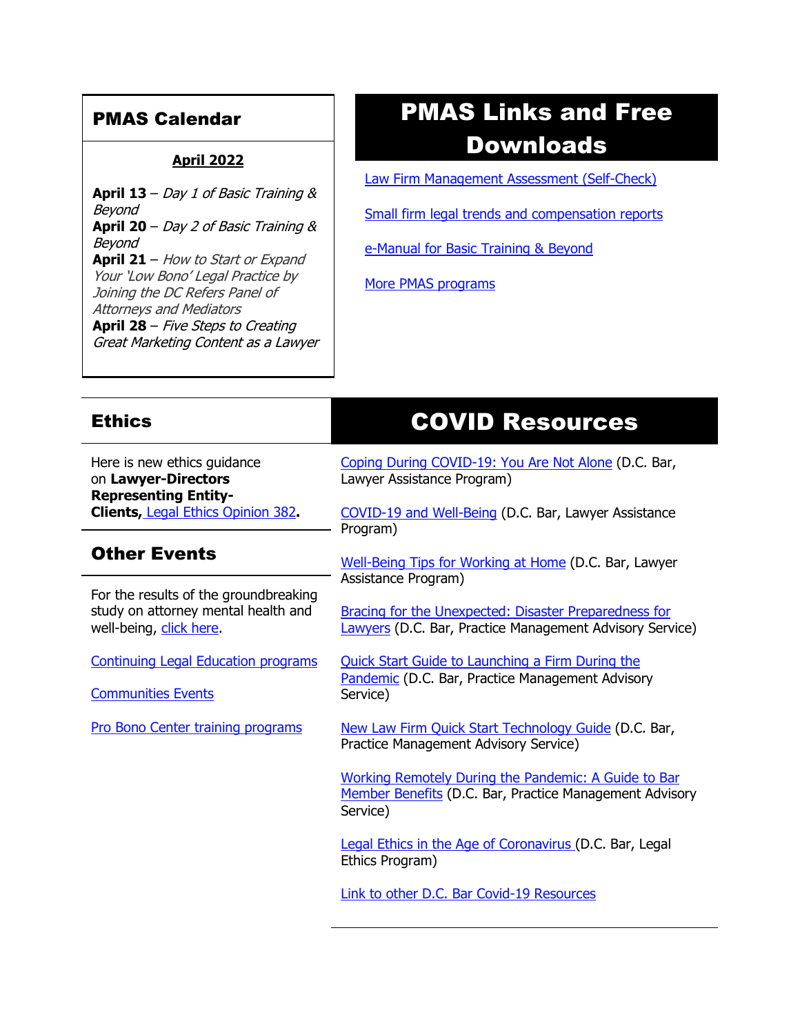## PMAS Calendar

**April 2022**

**April 13** – *Day 1 of Basic Training & Beyond*
**April 20** – *Day 2 of Basic Training & Beyond*
**April 21** – *How to Start or Expand Your 'Low Bono' Legal Practice by Joining the DC Refers Panel of Attorneys and Mediators*
**April 28** – *Five Steps to Creating Great Marketing Content as a Lawyer*

## PMAS Links and Free Downloads

Law Firm Management Assessment (Self-Check)

Small firm legal trends and compensation reports

e-Manual for Basic Training & Beyond

More PMAS programs

## Ethics

Here is new ethics guidance on **Lawyer-Directors Representing Entity-Clients,** Legal Ethics Opinion 382**.**

## Other Events

For the results of the groundbreaking study on attorney mental health and well-being, click here.

Continuing Legal Education programs

Communities Events

Pro Bono Center training programs

## COVID Resources

Coping During COVID-19: You Are Not Alone (D.C. Bar, Lawyer Assistance Program)

COVID-19 and Well-Being (D.C. Bar, Lawyer Assistance Program)

Well-Being Tips for Working at Home (D.C. Bar, Lawyer Assistance Program)

Bracing for the Unexpected: Disaster Preparedness for Lawyers (D.C. Bar, Practice Management Advisory Service)

Quick Start Guide to Launching a Firm During the Pandemic (D.C. Bar, Practice Management Advisory Service)

New Law Firm Quick Start Technology Guide (D.C. Bar, Practice Management Advisory Service)

Working Remotely During the Pandemic: A Guide to Bar Member Benefits (D.C. Bar, Practice Management Advisory Service)

Legal Ethics in the Age of Coronavirus (D.C. Bar, Legal Ethics Program)

Link to other D.C. Bar Covid-19 Resources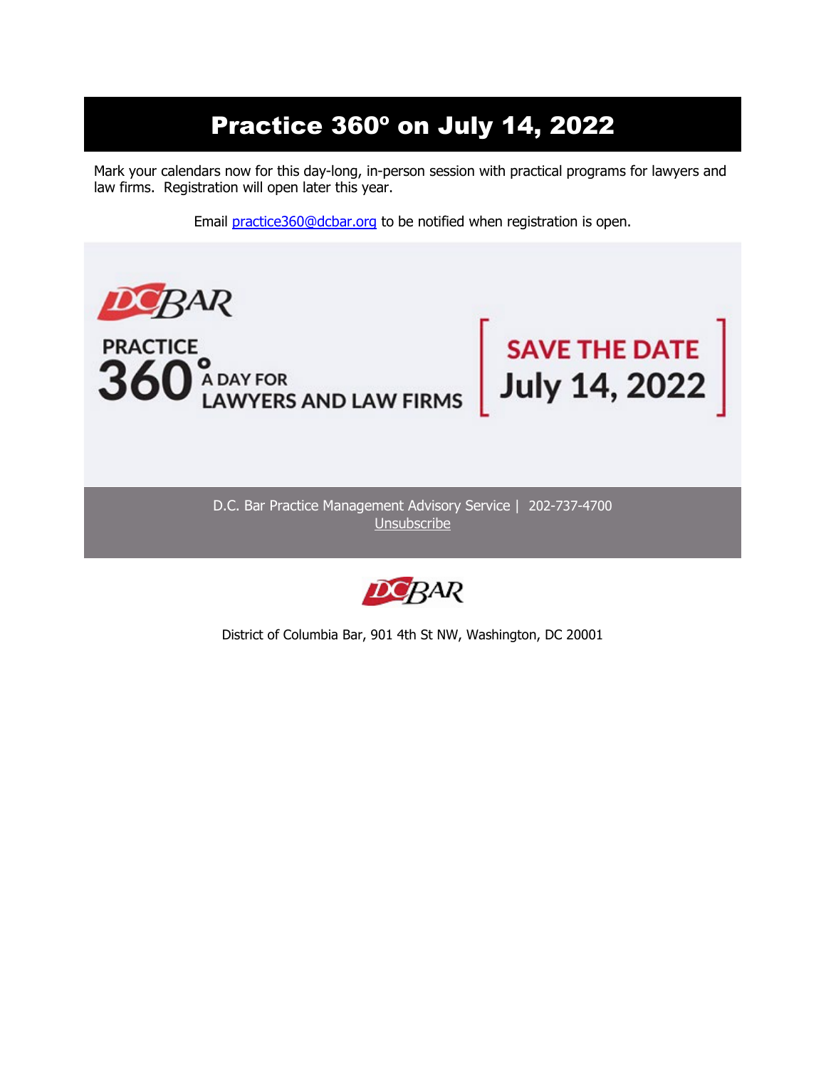# Practice 360º on July 14, 2022

Mark your calendars now for this day-long, in-person session with practical programs for lawyers and law firms. Registration will open later this year.

Email practice360@dcbar.org to be notified when registration is open.

DC BAR

PRACTICE 360° A DAY FOR LAWYERS AND LAW FIRMS

SAVE THE DATE July 14, 2022

D.C. Bar Practice Management Advisory Service | 202-737-4700
Unsubscribe

DC BAR

District of Columbia Bar, 901 4th St NW, Washington, DC 20001